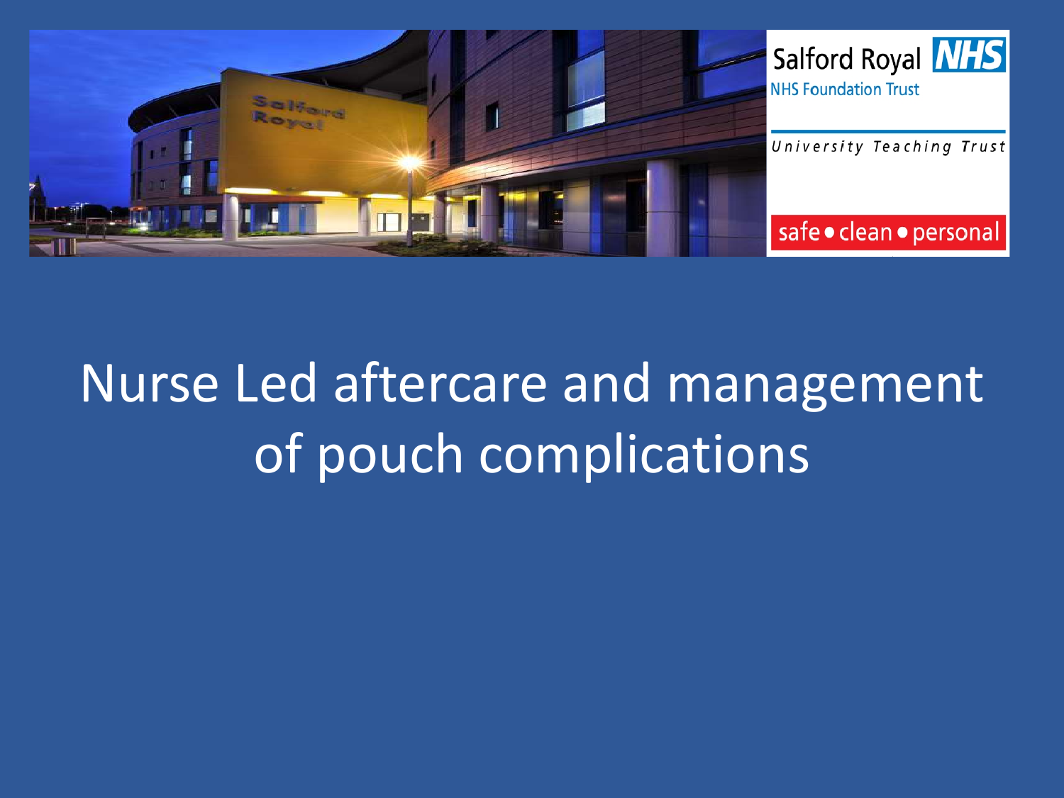Salford Royal NHS

NHS Foundation Trust

University Teaching Trust

safe • clean • personal

# Nurse Led aftercare and management of pouch complications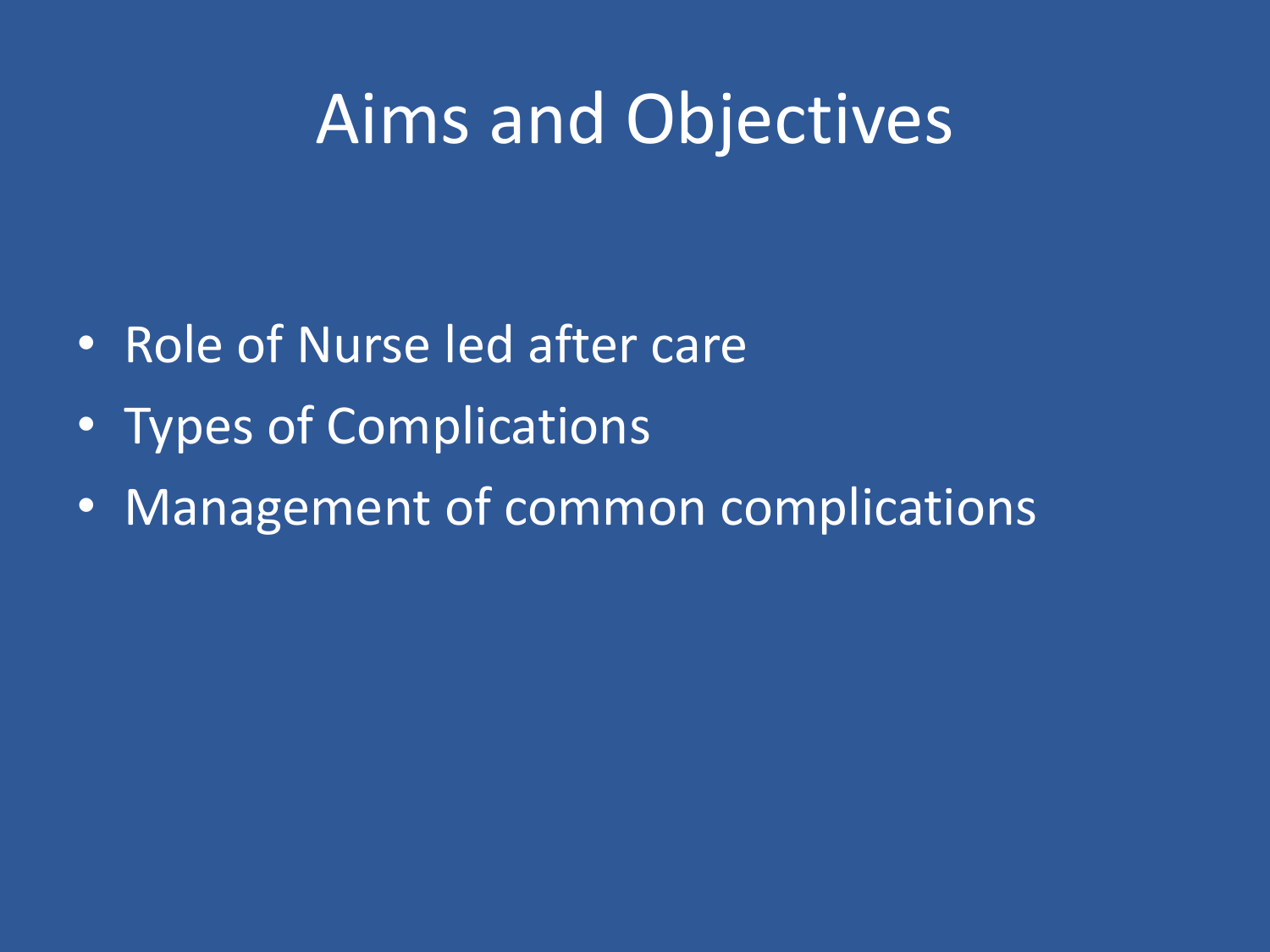# Aims and Objectives

- Role of Nurse led after care
- Types of Complications
- Management of common complications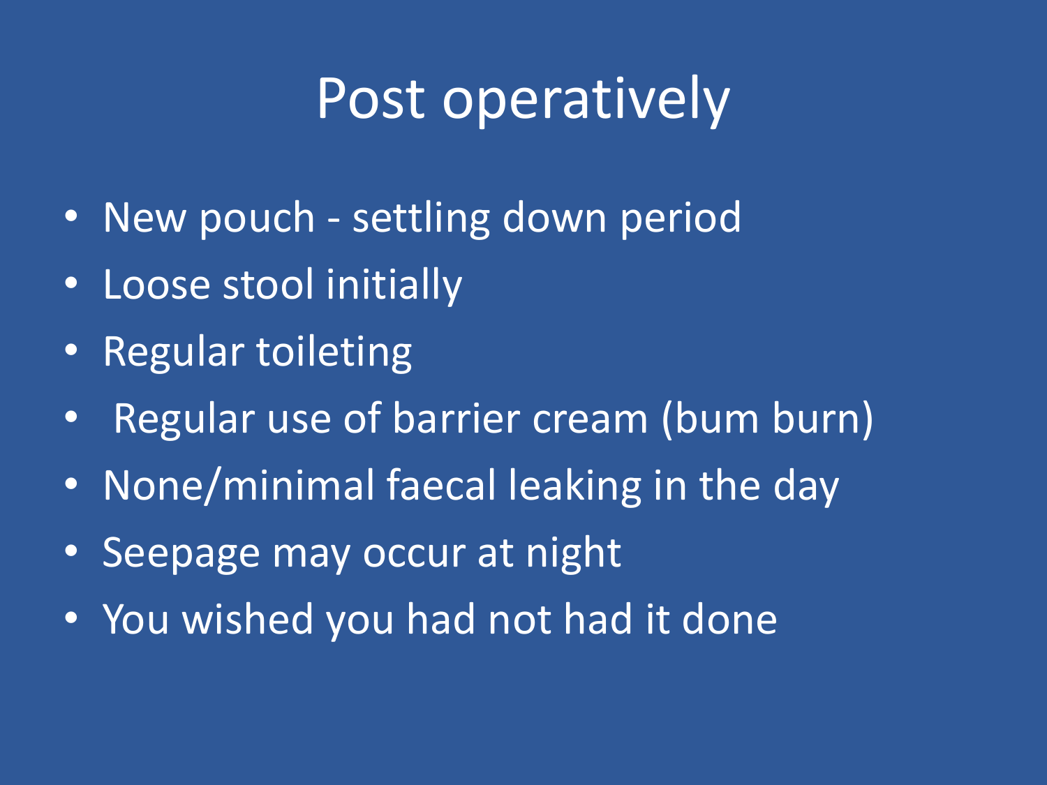# Post operatively

- New pouch - settling down period
- Loose stool initially
- Regular toileting
- Regular use of barrier cream (bum burn)
- None/minimal faecal leaking in the day
- Seepage may occur at night
- You wished you had not had it done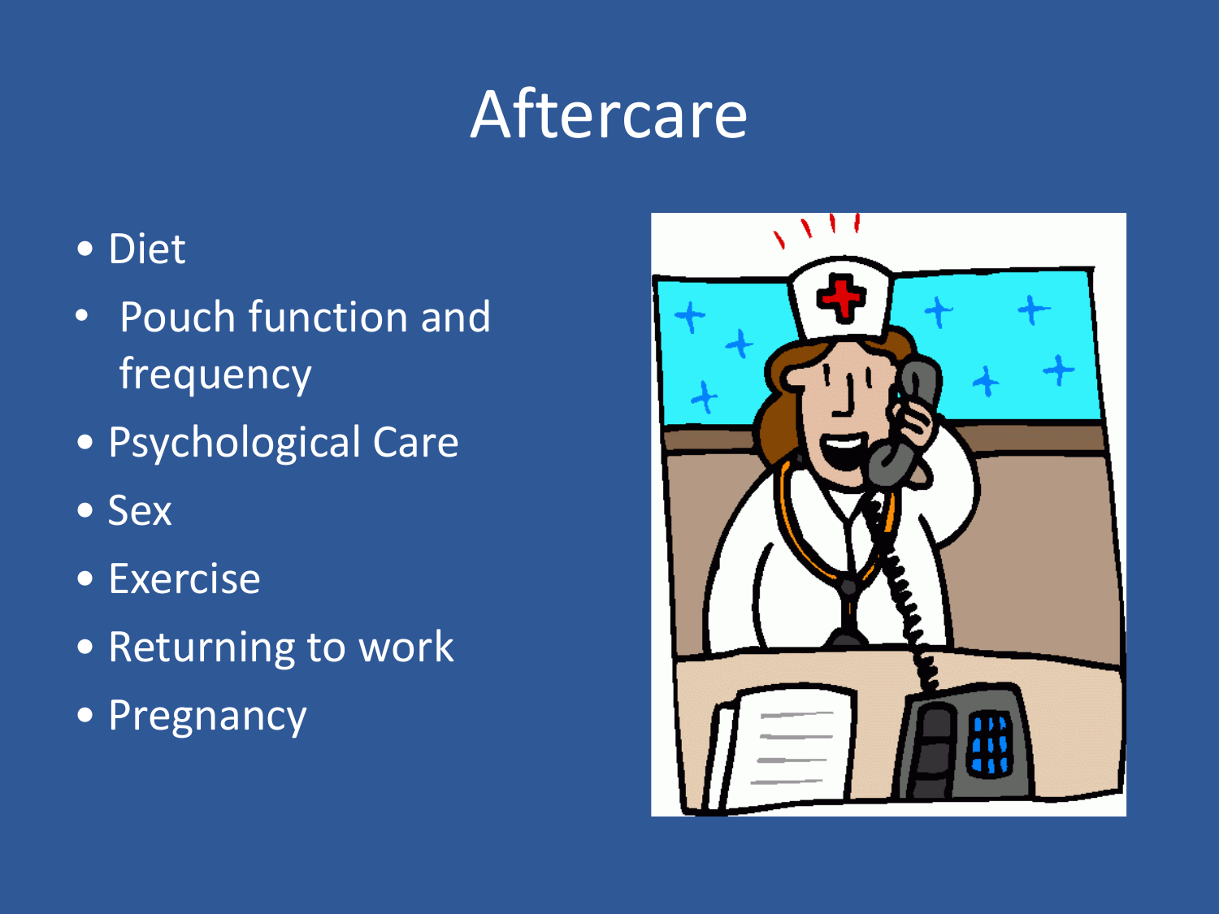# Aftercare

- Diet
- Pouch function and frequency
- Psychological Care
- Sex
- Exercise
- Returning to work
- Pregnancy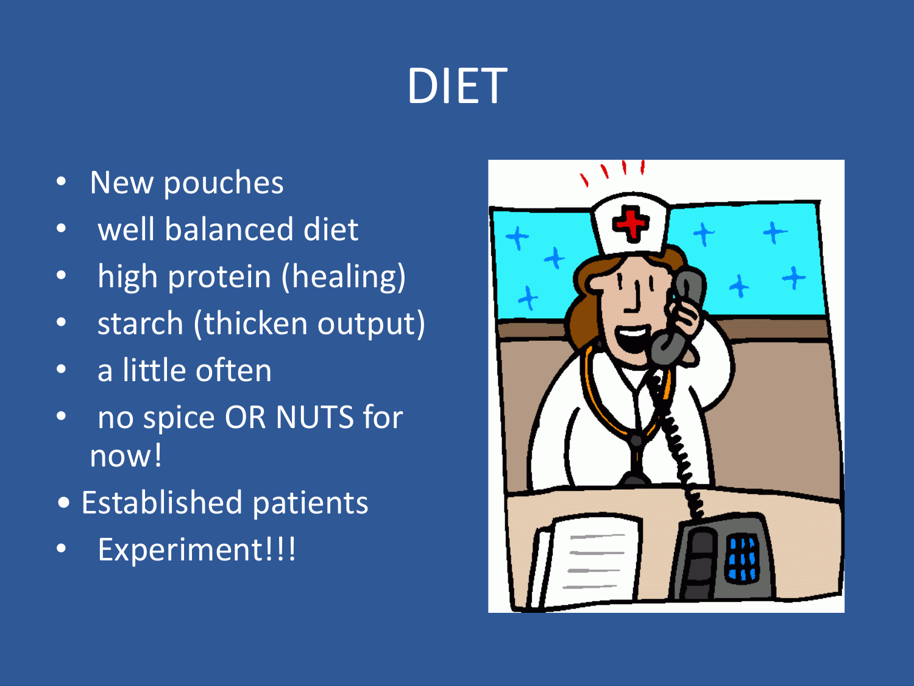# DIET

- New pouches
- well balanced diet
- high protein (healing)
- starch (thicken output)
- a little often
- no spice OR NUTS for now!
- Established patients
- Experiment!!!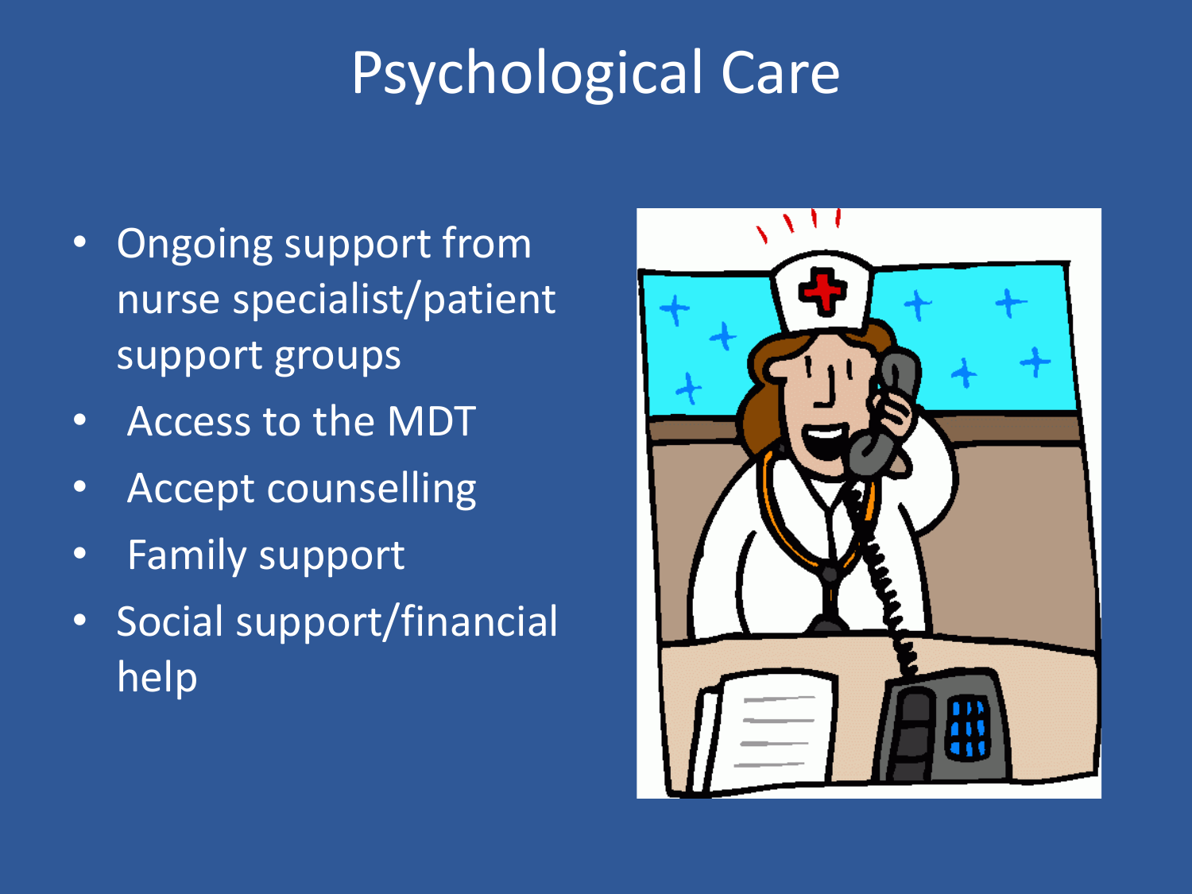# Psychological Care

- Ongoing support from nurse specialist/patient support groups
- Access to the MDT
- Accept counselling
- Family support
- Social support/financial help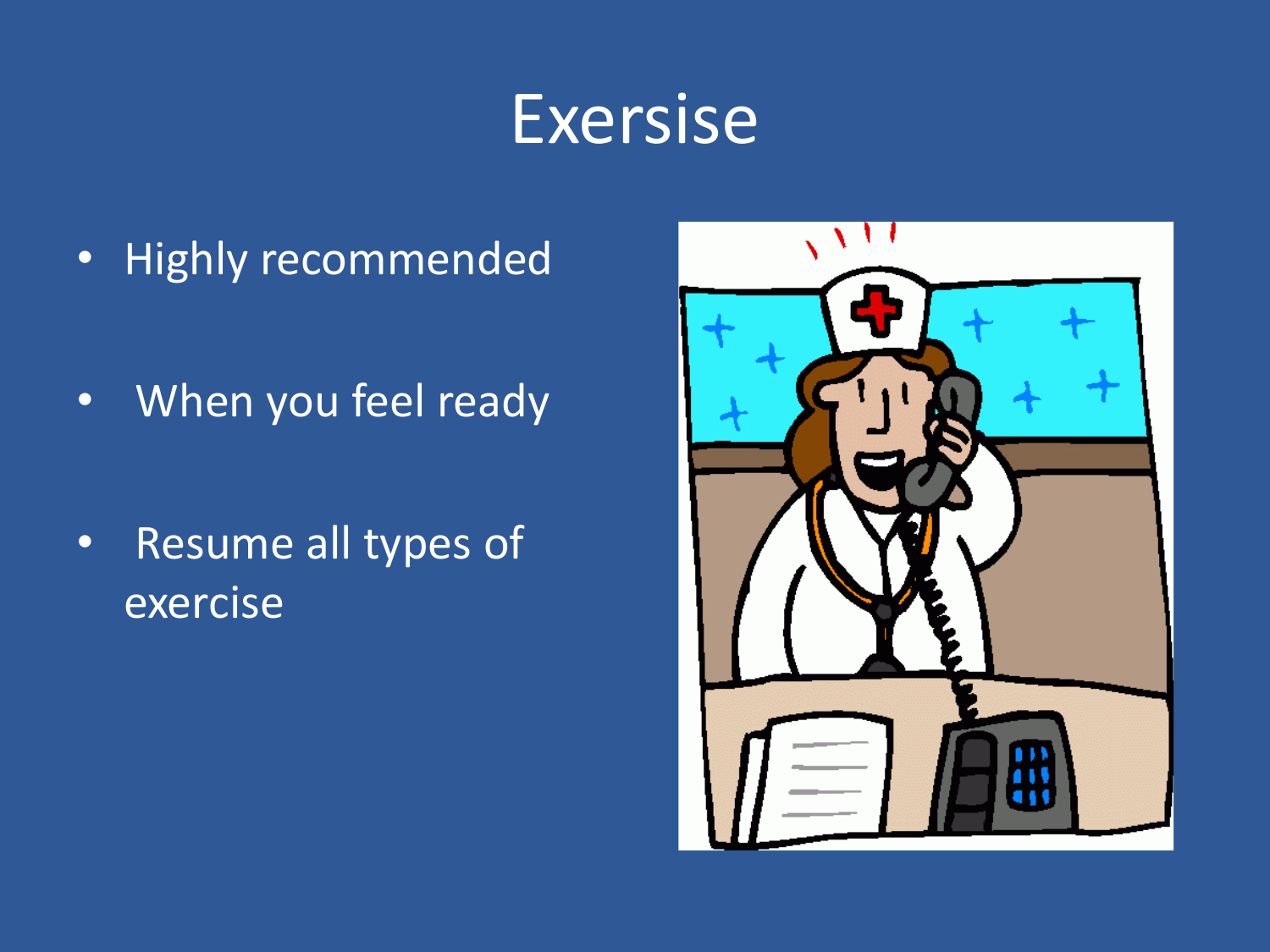# Exersise

- Highly recommended
- When you feel ready
- Resume all types of exercise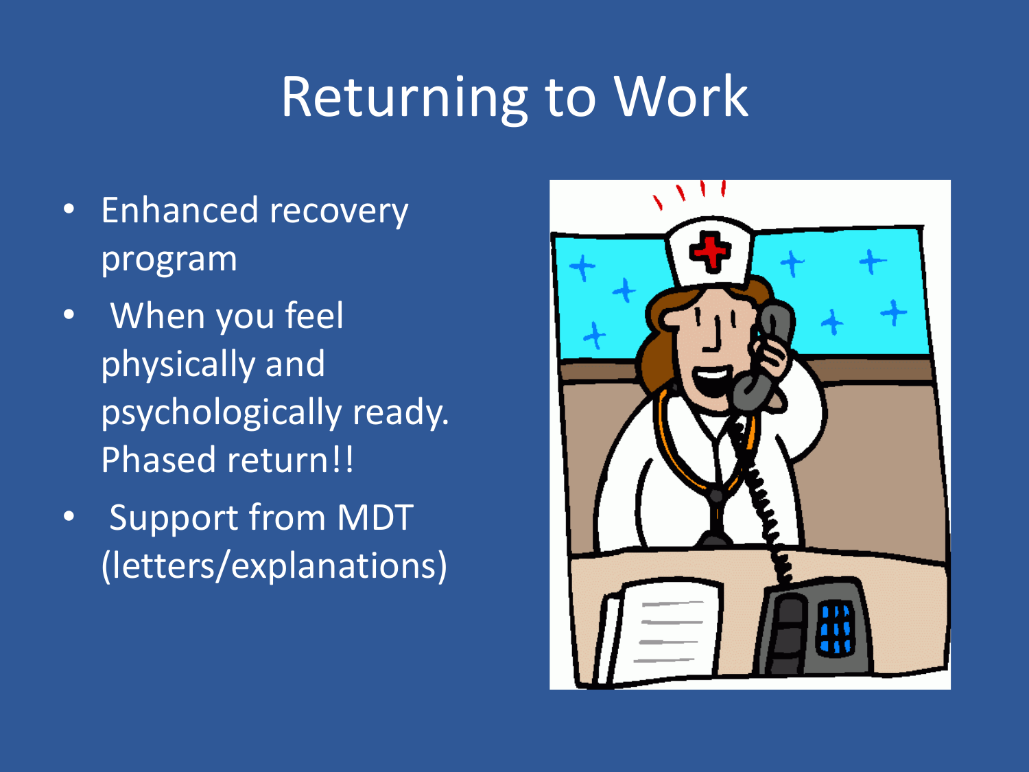# Returning to Work

- Enhanced recovery program
- When you feel physically and psychologically ready. Phased return!!
- Support from MDT (letters/explanations)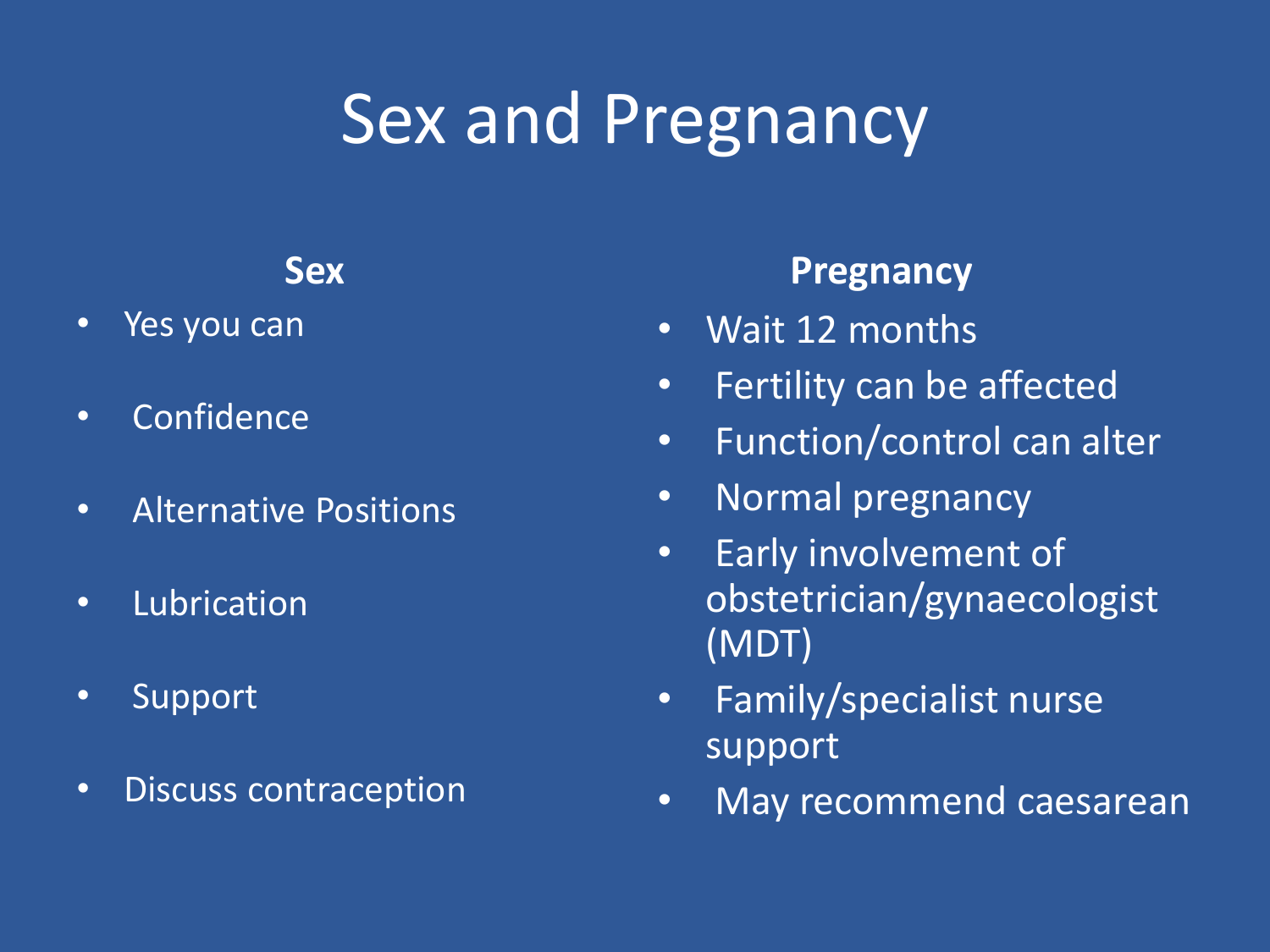# Sex and Pregnancy

## Sex

- Yes you can
- Confidence
- Alternative Positions
- Lubrication
- Support
- Discuss contraception

## Pregnancy

- Wait 12 months
- Fertility can be affected
- Function/control can alter
- Normal pregnancy
- Early involvement of obstetrician/gynaecologist (MDT)
- Family/specialist nurse support
- May recommend caesarean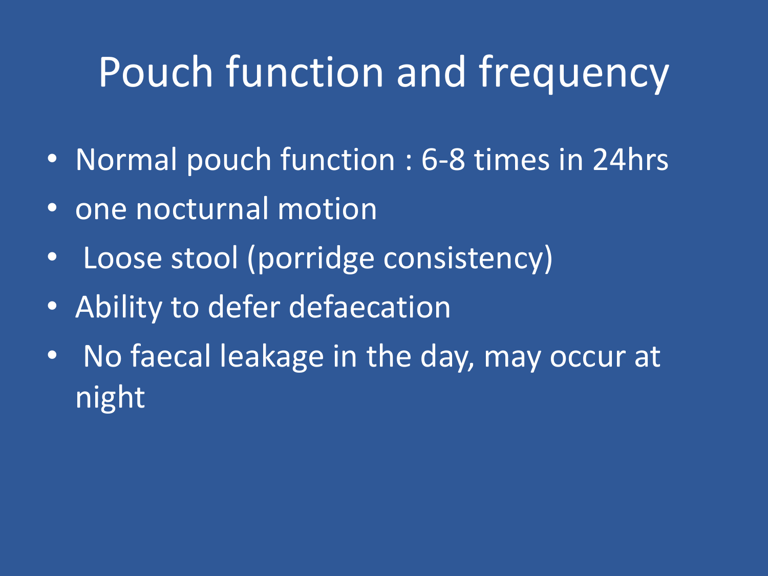# Pouch function and frequency

- Normal pouch function : 6-8 times in 24hrs
- one nocturnal motion
- Loose stool (porridge consistency)
- Ability to defer defaecation
- No faecal leakage in the day, may occur at night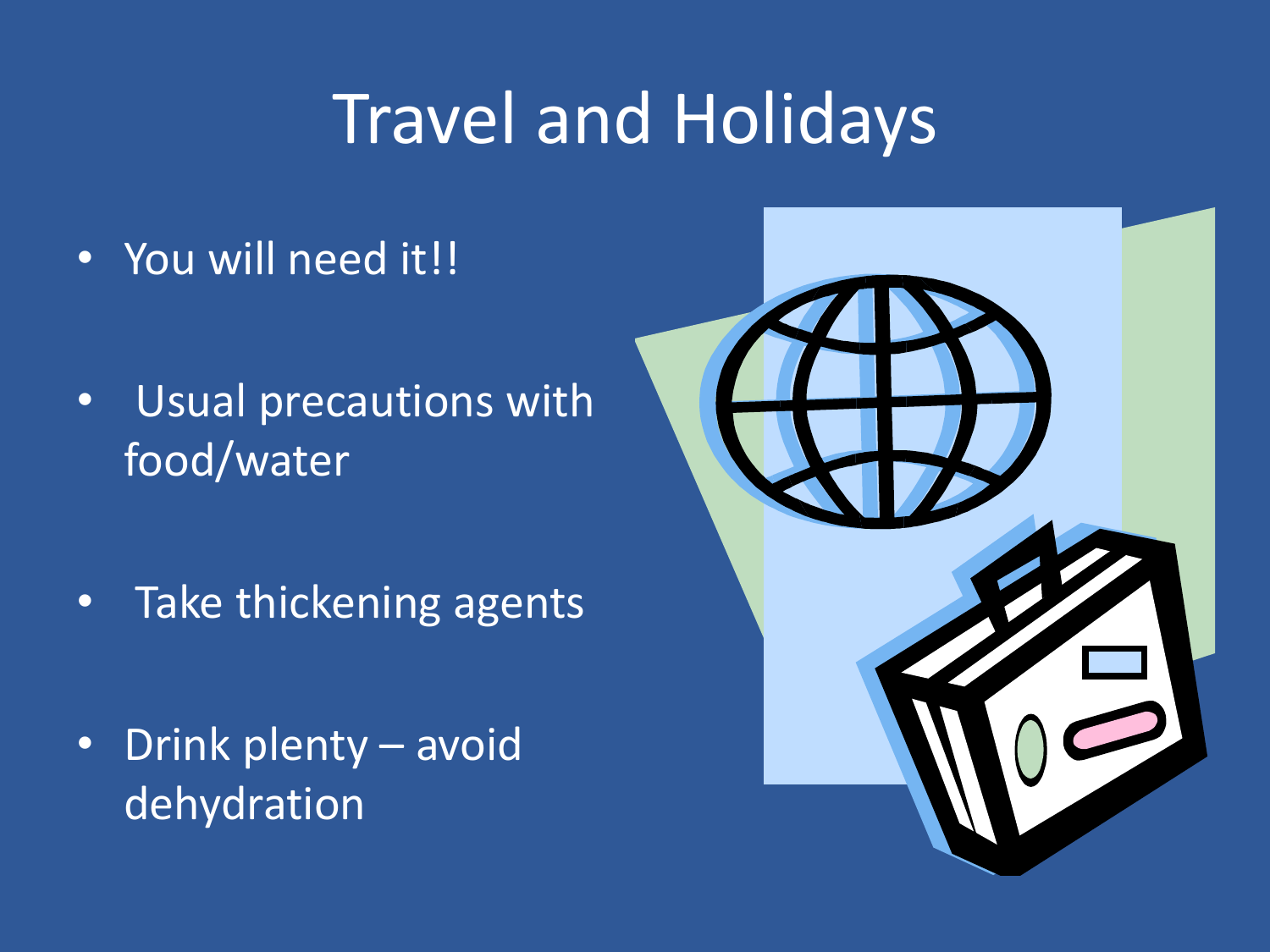# Travel and Holidays

- You will need it!!
- Usual precautions with food/water
- Take thickening agents
- Drink plenty – avoid dehydration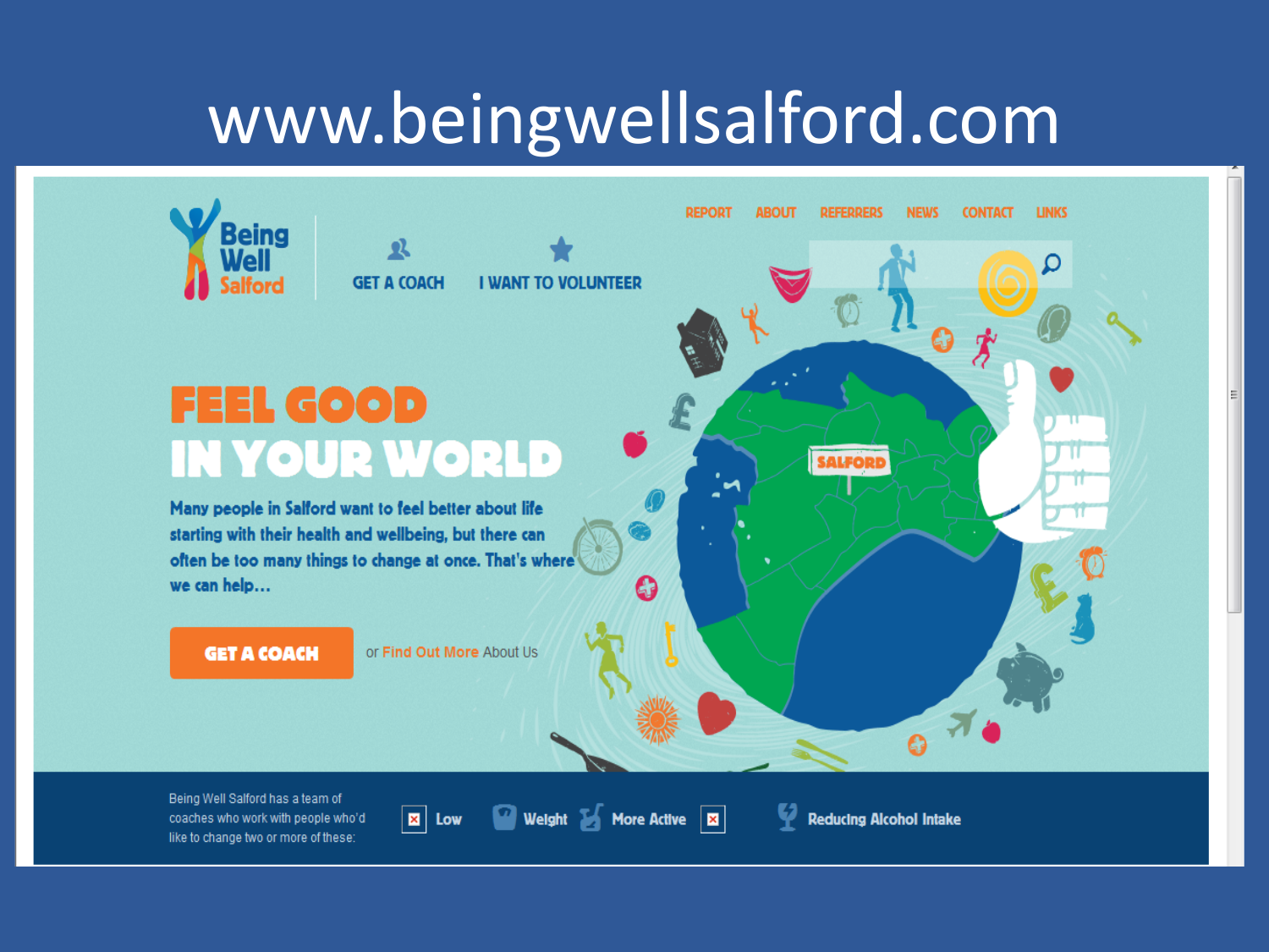# www.beingwellsalford.com

Being Well Salford

REPORT ABOUT REFERRERS NEWS CONTACT LINKS

GET A COACH I WANT TO VOLUNTEER

## FEEL GOOD IN YOUR WORLD

Many people in Salford want to feel better about life starting with their health and wellbeing, but there can often be too many things to change at once. That's where we can help...

GET A COACH or Find Out More About Us

SALFORD

Being Well Salford has a team of coaches who work with people who'd like to change two or more of these:

Low Weight More Active Reducing Alcohol Intake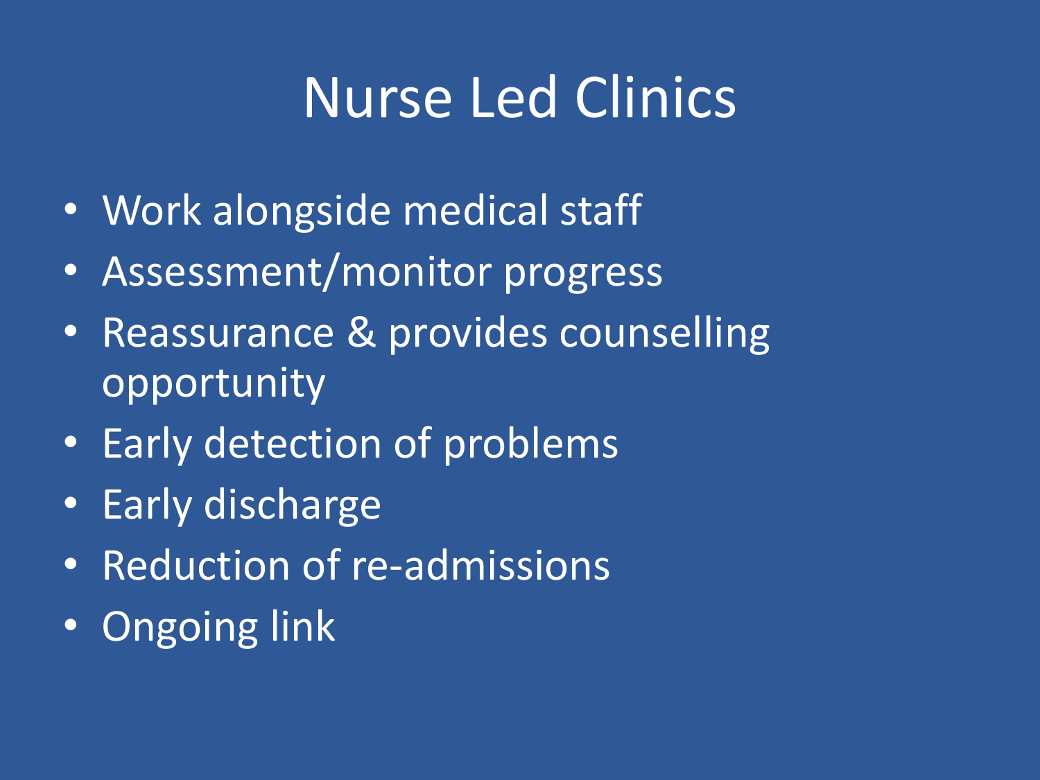# Nurse Led Clinics

- Work alongside medical staff
- Assessment/monitor progress
- Reassurance & provides counselling opportunity
- Early detection of problems
- Early discharge
- Reduction of re-admissions
- Ongoing link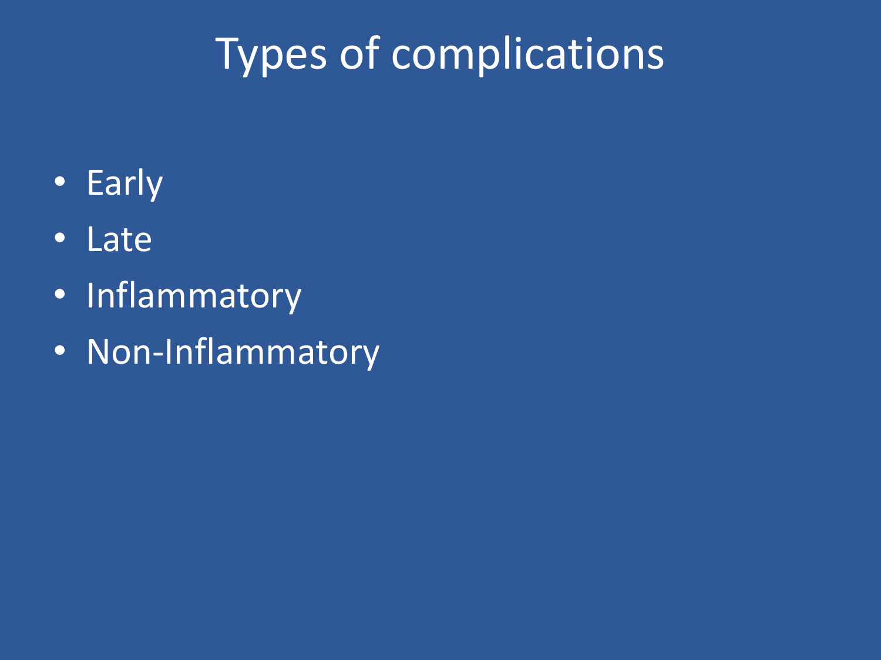# Types of complications

- Early
- Late
- Inflammatory
- Non-Inflammatory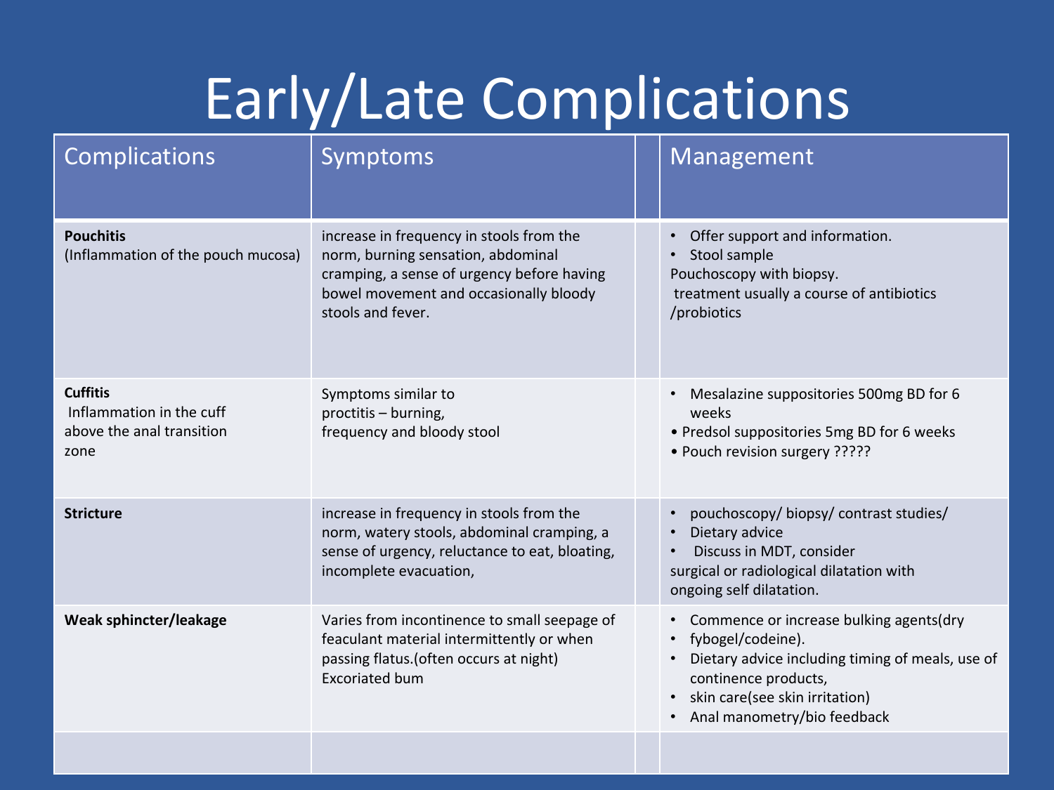# Early/Late Complications

| Complications | Symptoms | | Management |
|---|---|---|---|
| **Pouchitis** (Inflammation of the pouch mucosa) | increase in frequency in stools from the norm, burning sensation, abdominal cramping, a sense of urgency before having bowel movement and occasionally bloody stools and fever. | | • Offer support and information.<br>• Stool sample<br>Pouchoscopy with biopsy.<br>treatment usually a course of antibiotics /probiotics |
| **Cuffitis** Inflammation in the cuff above the anal transition zone | Symptoms similar to proctitis – burning, frequency and bloody stool | | • Mesalazine suppositories 500mg BD for 6 weeks<br>• Predsol suppositories 5mg BD for 6 weeks<br>• Pouch revision surgery ????? |
| **Stricture** | increase in frequency in stools from the norm, watery stools, abdominal cramping, a sense of urgency, reluctance to eat, bloating, incomplete evacuation, | | • pouchoscopy/ biopsy/ contrast studies/<br>• Dietary advice<br>• Discuss in MDT, consider surgical or radiological dilatation with ongoing self dilatation. |
| **Weak sphincter/leakage** | Varies from incontinence to small seepage of feaculant material intermittently or when passing flatus.(often occurs at night) Excoriated bum | | • Commence or increase bulking agents(dry<br>• fybogel/codeine).<br>• Dietary advice including timing of meals, use of continence products,<br>• skin care(see skin irritation)<br>• Anal manometry/bio feedback |
| | | | |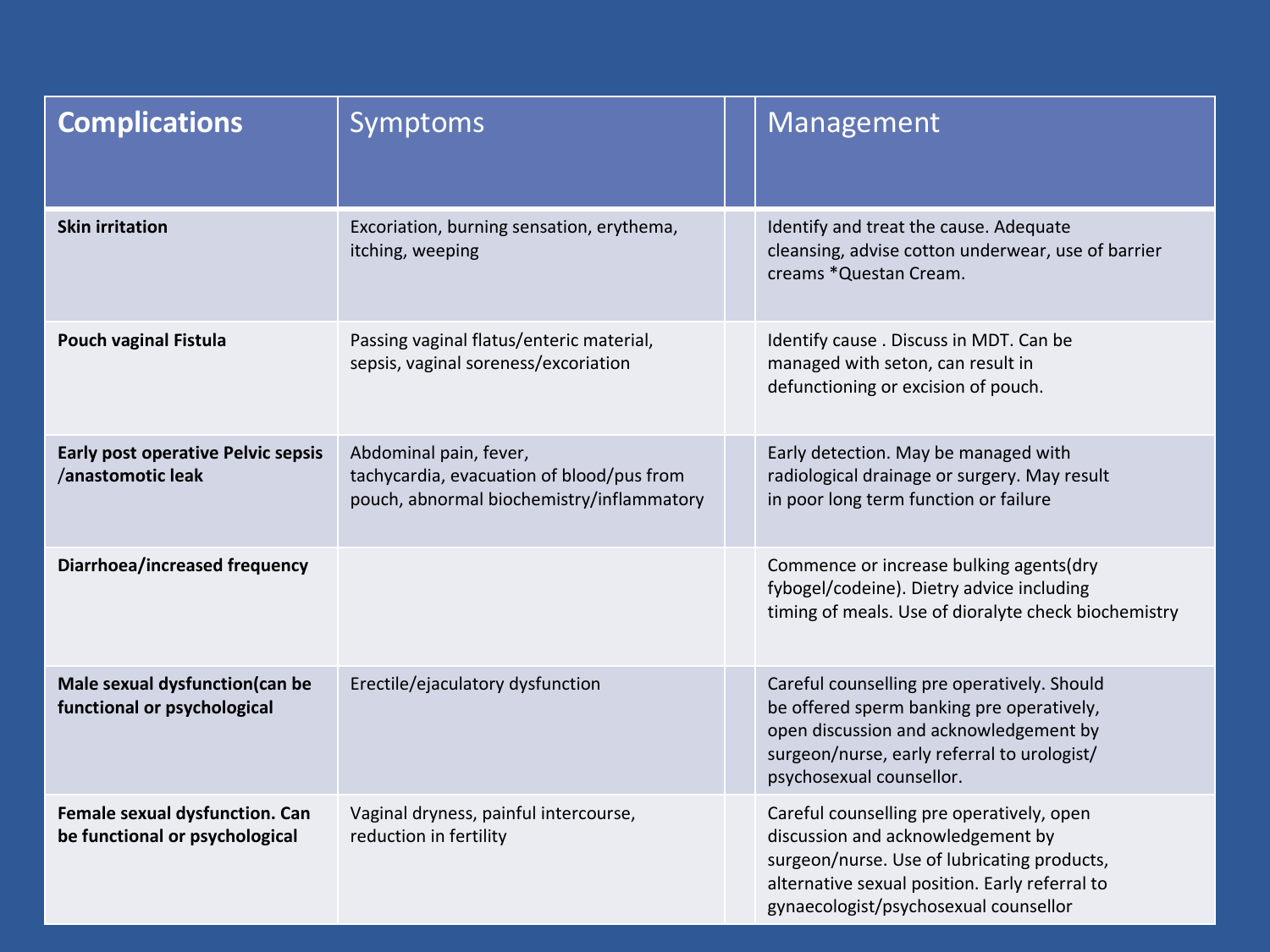| Complications | Symptoms | | Management |
|---|---|---|---|
| **Skin irritation** | Excoriation, burning sensation, erythema, itching, weeping | | Identify and treat the cause. Adequate cleansing, advise cotton underwear, use of barrier creams *Questan Cream. |
| **Pouch vaginal Fistula** | Passing vaginal flatus/enteric material, sepsis, vaginal soreness/excoriation | | Identify cause . Discuss in MDT. Can be managed with seton, can result in defunctioning or excision of pouch. |
| **Early post operative Pelvic sepsis /anastomotic leak** | Abdominal pain, fever, tachycardia, evacuation of blood/pus from pouch, abnormal biochemistry/inflammatory | | Early detection. May be managed with radiological drainage or surgery. May result in poor long term function or failure |
| **Diarrhoea/increased frequency** | | | Commence or increase bulking agents(dry fybogel/codeine). Dietry advice including timing of meals. Use of dioralyte check biochemistry |
| **Male sexual dysfunction(can be functional or psychological** | Erectile/ejaculatory dysfunction | | Careful counselling pre operatively. Should be offered sperm banking pre operatively, open discussion and acknowledgement by surgeon/nurse, early referral to urologist/ psychosexual counsellor. |
| **Female sexual dysfunction. Can be functional or psychological** | Vaginal dryness, painful intercourse, reduction in fertility | | Careful counselling pre operatively, open discussion and acknowledgement by surgeon/nurse. Use of lubricating products, alternative sexual position. Early referral to gynaecologist/psychosexual counsellor |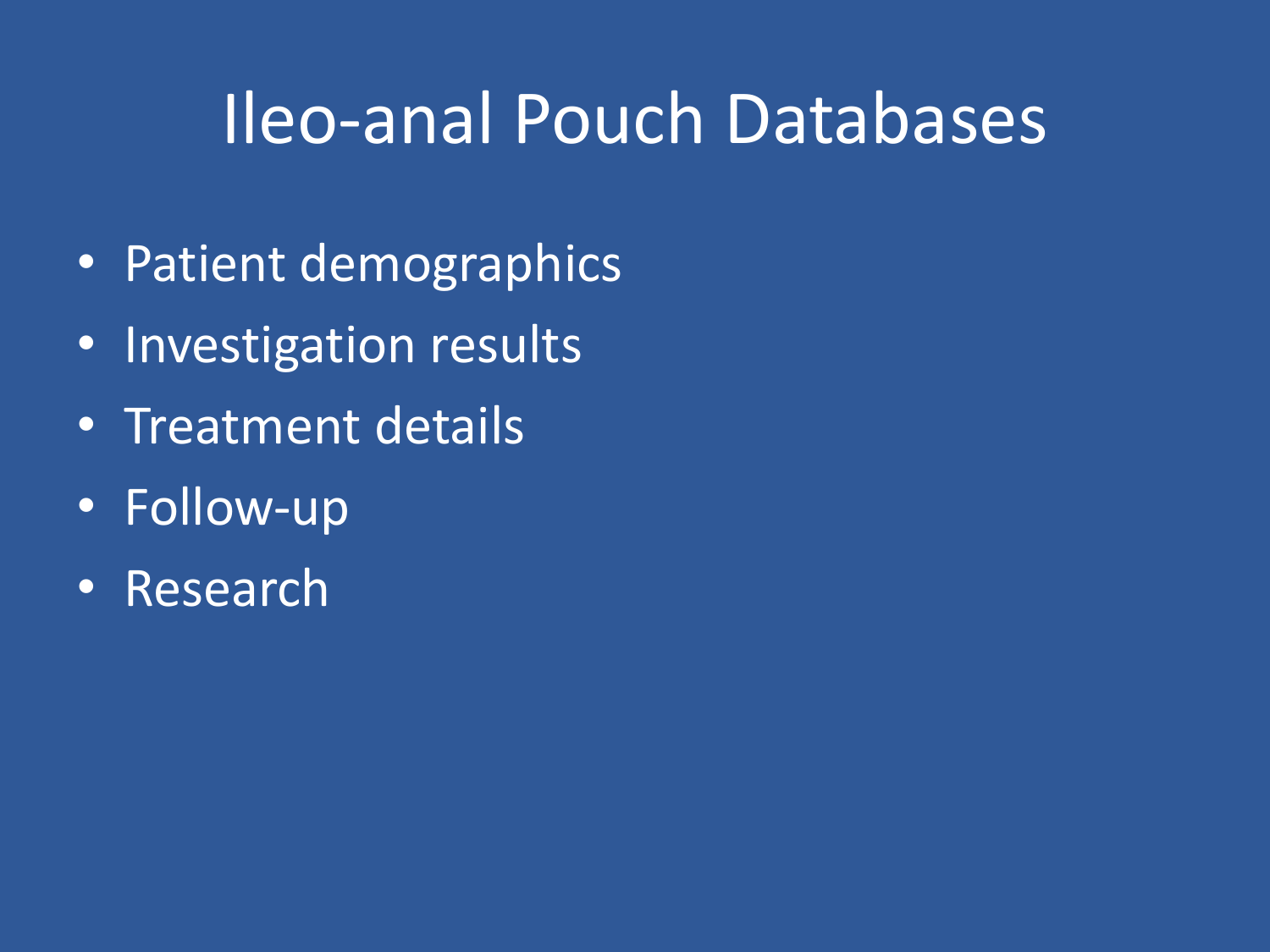# Ileo-anal Pouch Databases

- Patient demographics
- Investigation results
- Treatment details
- Follow-up
- Research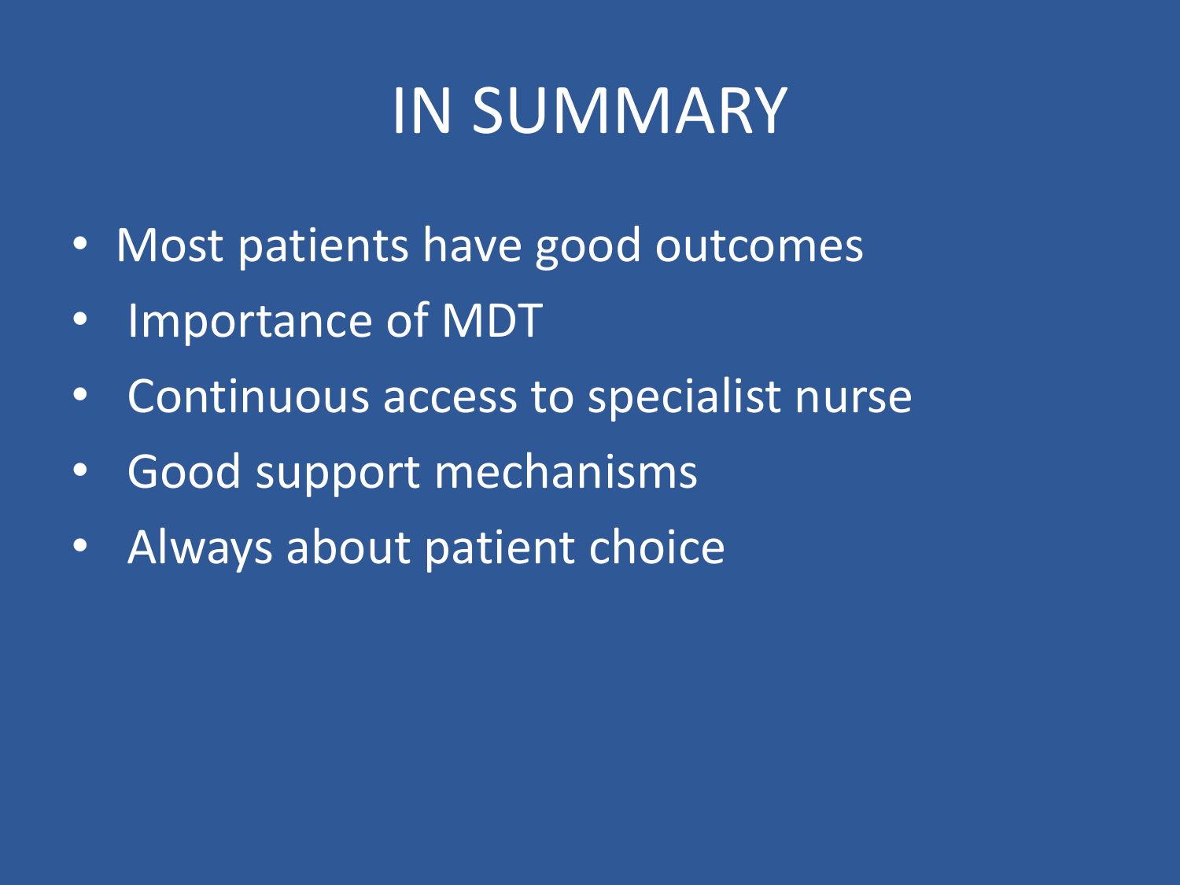# IN SUMMARY

- Most patients have good outcomes
- Importance of MDT
- Continuous access to specialist nurse
- Good support mechanisms
- Always about patient choice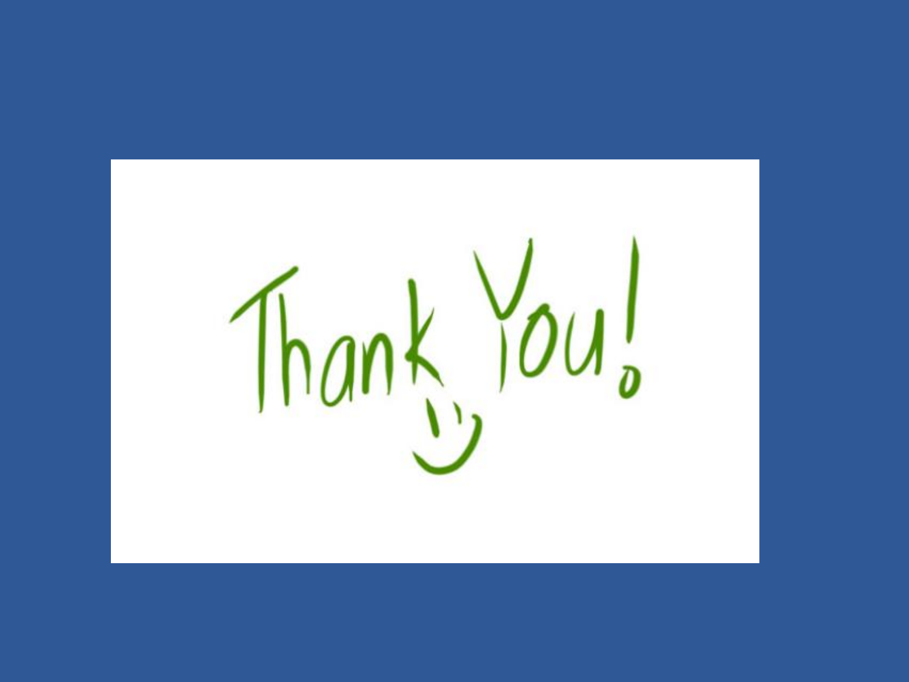Thank You!